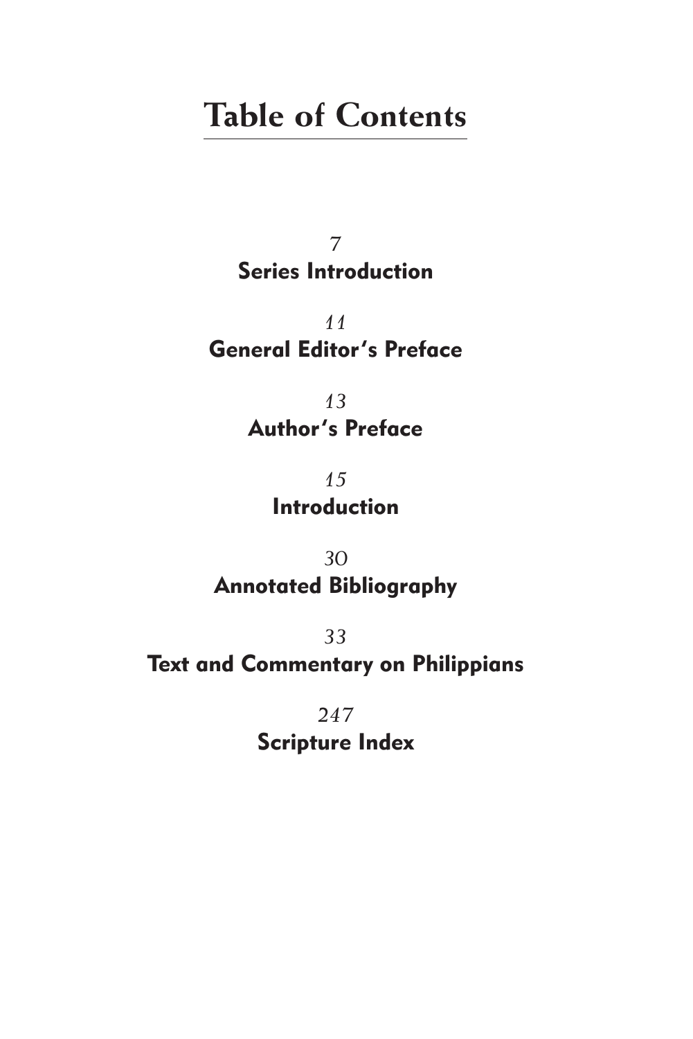# Table of Contents

*7*
**Series Introduction**

*11*
**General Editor's Preface**

*13*
**Author's Preface**

*15*
**Introduction**

*30*
**Annotated Bibliography**

*33*
**Text and Commentary on Philippians**

*247*
**Scripture Index**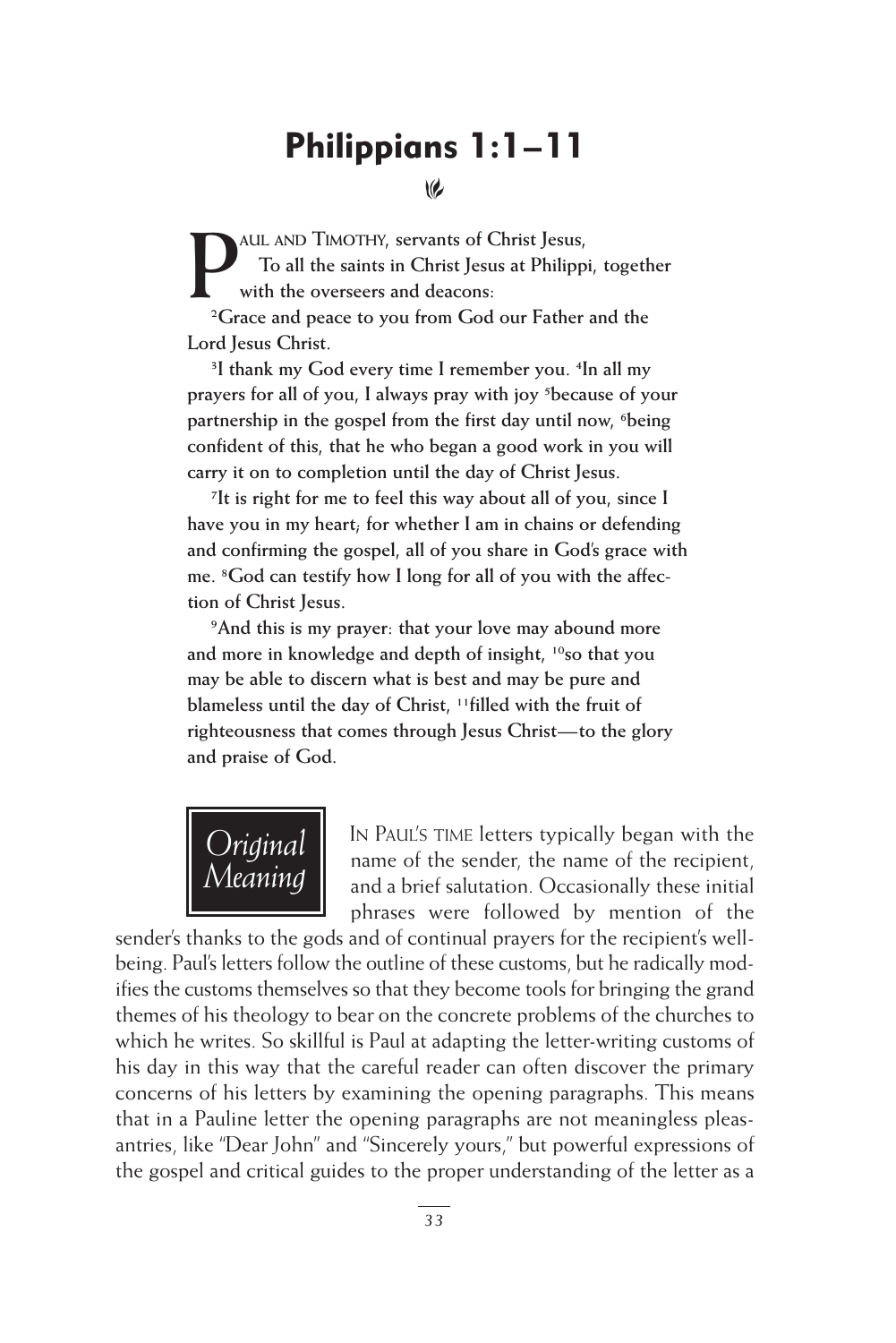# Philippians 1:1–11

**Paul and Timothy, servants of Christ Jesus,**

**To all the saints in Christ Jesus at Philippi, together with the overseers and deacons:**

**[2]Grace and peace to you from God our Father and the Lord Jesus Christ.**

**[3]I thank my God every time I remember you. [4]In all my prayers for all of you, I always pray with joy [5]because of your partnership in the gospel from the first day until now, [6]being confident of this, that he who began a good work in you will carry it on to completion until the day of Christ Jesus.**

**[7]It is right for me to feel this way about all of you, since I have you in my heart; for whether I am in chains or defending and confirming the gospel, all of you share in God's grace with me. [8]God can testify how I long for all of you with the affection of Christ Jesus.**

**[9]And this is my prayer: that your love may abound more and more in knowledge and depth of insight, [10]so that you may be able to discern what is best and may be pure and blameless until the day of Christ, [11]filled with the fruit of righteousness that comes through Jesus Christ—to the glory and praise of God.**

## *Original Meaning*

In Paul's time letters typically began with the name of the sender, the name of the recipient, and a brief salutation. Occasionally these initial phrases were followed by mention of the sender's thanks to the gods and of continual prayers for the recipient's well-being. Paul's letters follow the outline of these customs, but he radically modifies the customs themselves so that they become tools for bringing the grand themes of his theology to bear on the concrete problems of the churches to which he writes. So skillful is Paul at adapting the letter-writing customs of his day in this way that the careful reader can often discover the primary concerns of his letters by examining the opening paragraphs. This means that in a Pauline letter the opening paragraphs are not meaningless pleasantries, like "Dear John" and "Sincerely yours," but powerful expressions of the gospel and critical guides to the proper understanding of the letter as a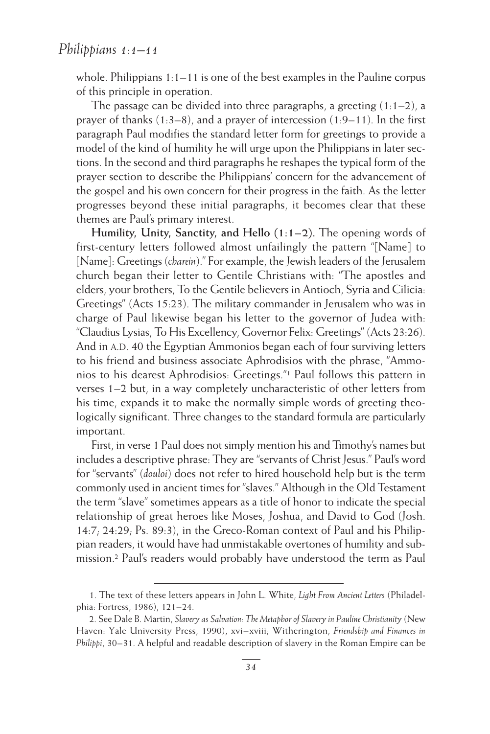whole. Philippians 1:1–11 is one of the best examples in the Pauline corpus of this principle in operation.

The passage can be divided into three paragraphs, a greeting (1:1–2), a prayer of thanks (1:3–8), and a prayer of intercession (1:9–11). In the first paragraph Paul modifies the standard letter form for greetings to provide a model of the kind of humility he will urge upon the Philippians in later sections. In the second and third paragraphs he reshapes the typical form of the prayer section to describe the Philippians' concern for the advancement of the gospel and his own concern for their progress in the faith. As the letter progresses beyond these initial paragraphs, it becomes clear that these themes are Paul's primary interest.

**Humility, Unity, Sanctity, and Hello (1:1–2).** The opening words of first-century letters followed almost unfailingly the pattern "[Name] to [Name]: Greetings (*charein*)." For example, the Jewish leaders of the Jerusalem church began their letter to Gentile Christians with: "The apostles and elders, your brothers, To the Gentile believers in Antioch, Syria and Cilicia: Greetings" (Acts 15:23). The military commander in Jerusalem who was in charge of Paul likewise began his letter to the governor of Judea with: "Claudius Lysias, To His Excellency, Governor Felix: Greetings" (Acts 23:26). And in A.D. 40 the Egyptian Ammonios began each of four surviving letters to his friend and business associate Aphrodisios with the phrase, "Ammonios to his dearest Aphrodisios: Greetings."[1] Paul follows this pattern in verses 1–2 but, in a way completely uncharacteristic of other letters from his time, expands it to make the normally simple words of greeting theologically significant. Three changes to the standard formula are particularly important.

First, in verse 1 Paul does not simply mention his and Timothy's names but includes a descriptive phrase: They are "servants of Christ Jesus." Paul's word for "servants" (*douloi*) does not refer to hired household help but is the term commonly used in ancient times for "slaves." Although in the Old Testament the term "slave" sometimes appears as a title of honor to indicate the special relationship of great heroes like Moses, Joshua, and David to God (Josh. 14:7; 24:29; Ps. 89:3), in the Greco-Roman context of Paul and his Philippian readers, it would have had unmistakable overtones of humility and submission.[2] Paul's readers would probably have understood the term as Paul

1. The text of these letters appears in John L. White, *Light From Ancient Letters* (Philadelphia: Fortress, 1986), 121–24.

2. See Dale B. Martin, *Slavery as Salvation: The Metaphor of Slavery in Pauline Christianity* (New Haven: Yale University Press, 1990), xvi–xviii; Witherington, *Friendship and Finances in Philippi*, 30–31. A helpful and readable description of slavery in the Roman Empire can be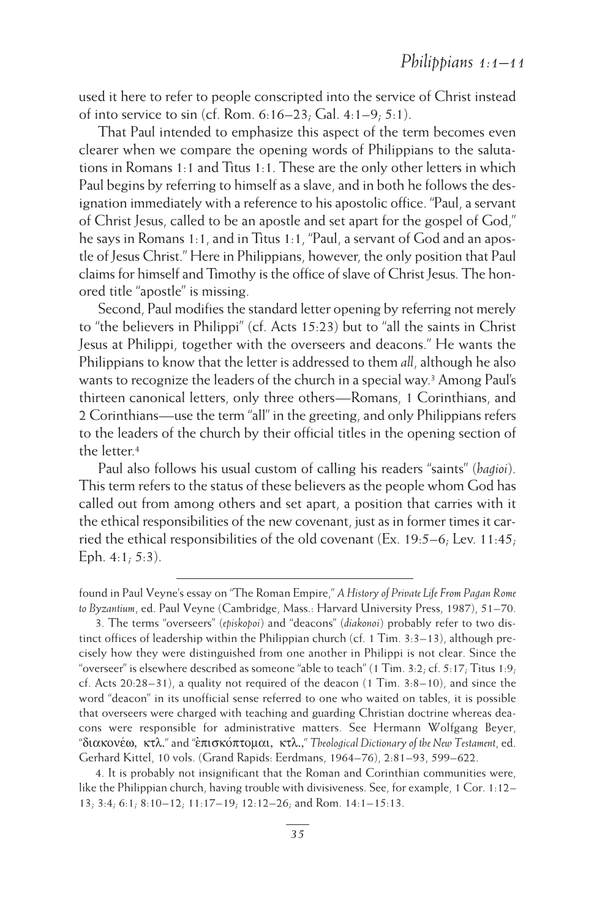used it here to refer to people conscripted into the service of Christ instead of into service to sin (cf. Rom. 6:16–23; Gal. 4:1–9; 5:1).

That Paul intended to emphasize this aspect of the term becomes even clearer when we compare the opening words of Philippians to the salutations in Romans 1:1 and Titus 1:1. These are the only other letters in which Paul begins by referring to himself as a slave, and in both he follows the designation immediately with a reference to his apostolic office. "Paul, a servant of Christ Jesus, called to be an apostle and set apart for the gospel of God," he says in Romans 1:1, and in Titus 1:1, "Paul, a servant of God and an apostle of Jesus Christ." Here in Philippians, however, the only position that Paul claims for himself and Timothy is the office of slave of Christ Jesus. The honored title "apostle" is missing.

Second, Paul modifies the standard letter opening by referring not merely to "the believers in Philippi" (cf. Acts 15:23) but to "all the saints in Christ Jesus at Philippi, together with the overseers and deacons." He wants the Philippians to know that the letter is addressed to them *all*, although he also wants to recognize the leaders of the church in a special way.[3] Among Paul's thirteen canonical letters, only three others—Romans, 1 Corinthians, and 2 Corinthians—use the term "all" in the greeting, and only Philippians refers to the leaders of the church by their official titles in the opening section of the letter.[4]

Paul also follows his usual custom of calling his readers "saints" (*hagioi*). This term refers to the status of these believers as the people whom God has called out from among others and set apart, a position that carries with it the ethical responsibilities of the new covenant, just as in former times it carried the ethical responsibilities of the old covenant (Ex. 19:5–6; Lev. 11:45; Eph. 4:1; 5:3).

---

found in Paul Veyne's essay on "The Roman Empire," *A History of Private Life From Pagan Rome to Byzantium*, ed. Paul Veyne (Cambridge, Mass.: Harvard University Press, 1987), 51–70.

3. The terms "overseers" (*episkopoi*) and "deacons" (*diakonoi*) probably refer to two distinct offices of leadership within the Philippian church (cf. 1 Tim. 3:3–13), although precisely how they were distinguished from one another in Philippi is not clear. Since the "overseer" is elsewhere described as someone "able to teach" (1 Tim. 3:2; cf. 5:17; Titus 1:9; cf. Acts 20:28–31), a quality not required of the deacon (1 Tim. 3:8–10), and since the word "deacon" in its unofficial sense referred to one who waited on tables, it is possible that overseers were charged with teaching and guarding Christian doctrine whereas deacons were responsible for administrative matters. See Hermann Wolfgang Beyer, "διακονέω, κτλ." and "ἐπισκόπτομαι, κτλ.," *Theological Dictionary of the New Testament*, ed. Gerhard Kittel, 10 vols. (Grand Rapids: Eerdmans, 1964–76), 2:81–93, 599–622.

4. It is probably not insignificant that the Roman and Corinthian communities were, like the Philippian church, having trouble with divisiveness. See, for example, 1 Cor. 1:12–13; 3:4; 6:1; 8:10–12; 11:17–19; 12:12–26; and Rom. 14:1–15:13.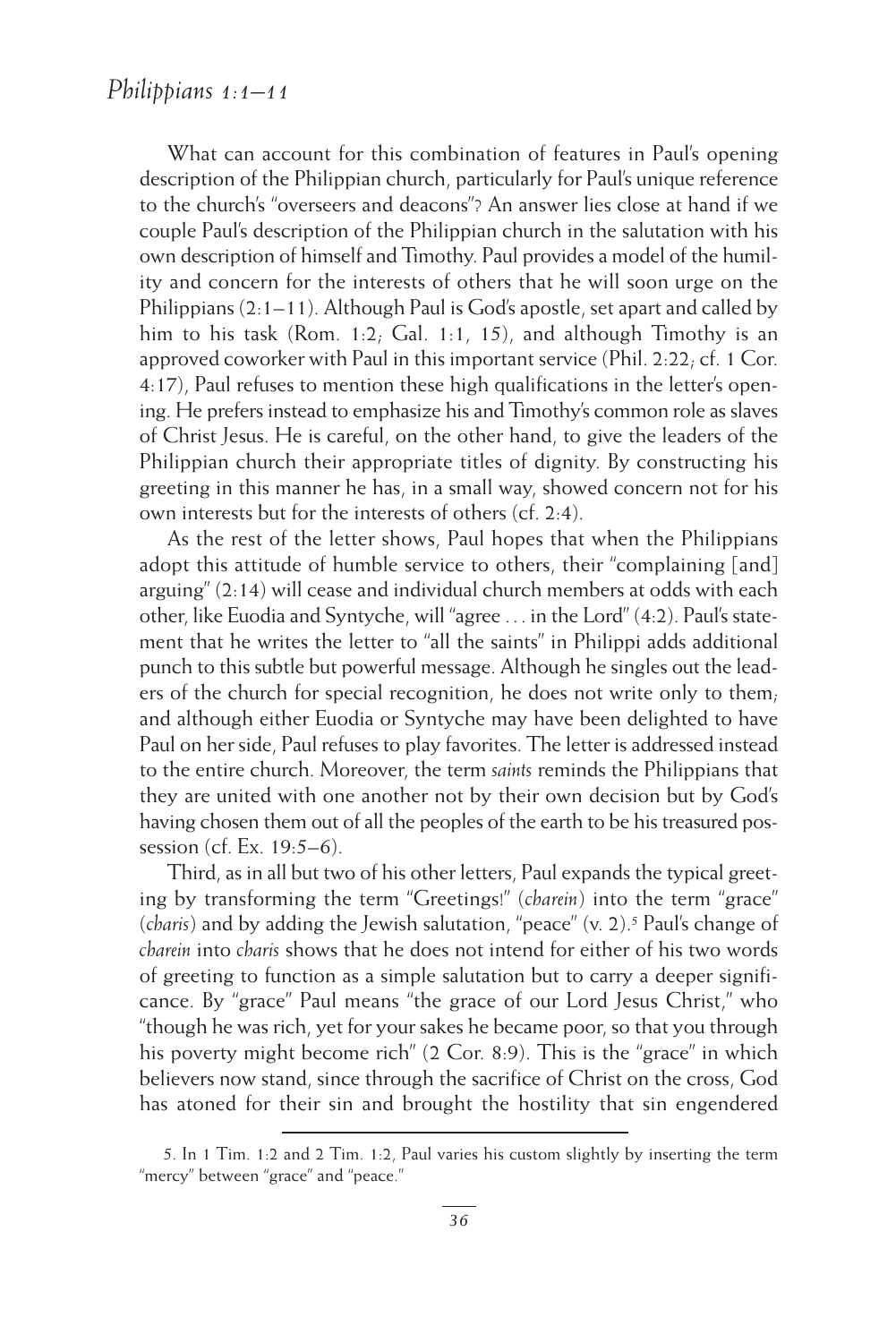What can account for this combination of features in Paul's opening description of the Philippian church, particularly for Paul's unique reference to the church's "overseers and deacons"? An answer lies close at hand if we couple Paul's description of the Philippian church in the salutation with his own description of himself and Timothy. Paul provides a model of the humility and concern for the interests of others that he will soon urge on the Philippians (2:1–11). Although Paul is God's apostle, set apart and called by him to his task (Rom. 1:2; Gal. 1:1, 15), and although Timothy is an approved coworker with Paul in this important service (Phil. 2:22; cf. 1 Cor. 4:17), Paul refuses to mention these high qualifications in the letter's opening. He prefers instead to emphasize his and Timothy's common role as slaves of Christ Jesus. He is careful, on the other hand, to give the leaders of the Philippian church their appropriate titles of dignity. By constructing his greeting in this manner he has, in a small way, showed concern not for his own interests but for the interests of others (cf. 2:4).

As the rest of the letter shows, Paul hopes that when the Philippians adopt this attitude of humble service to others, their "complaining [and] arguing" (2:14) will cease and individual church members at odds with each other, like Euodia and Syntyche, will "agree . . . in the Lord" (4:2). Paul's statement that he writes the letter to "all the saints" in Philippi adds additional punch to this subtle but powerful message. Although he singles out the leaders of the church for special recognition, he does not write only to them; and although either Euodia or Syntyche may have been delighted to have Paul on her side, Paul refuses to play favorites. The letter is addressed instead to the entire church. Moreover, the term *saints* reminds the Philippians that they are united with one another not by their own decision but by God's having chosen them out of all the peoples of the earth to be his treasured possession (cf. Ex. 19:5–6).

Third, as in all but two of his other letters, Paul expands the typical greeting by transforming the term "Greetings!" (*charein*) into the term "grace" (*charis*) and by adding the Jewish salutation, "peace" (v. 2).[5] Paul's change of *charein* into *charis* shows that he does not intend for either of his two words of greeting to function as a simple salutation but to carry a deeper significance. By "grace" Paul means "the grace of our Lord Jesus Christ," who "though he was rich, yet for your sakes he became poor, so that you through his poverty might become rich" (2 Cor. 8:9). This is the "grace" in which believers now stand, since through the sacrifice of Christ on the cross, God has atoned for their sin and brought the hostility that sin engendered

5. In 1 Tim. 1:2 and 2 Tim. 1:2, Paul varies his custom slightly by inserting the term "mercy" between "grace" and "peace."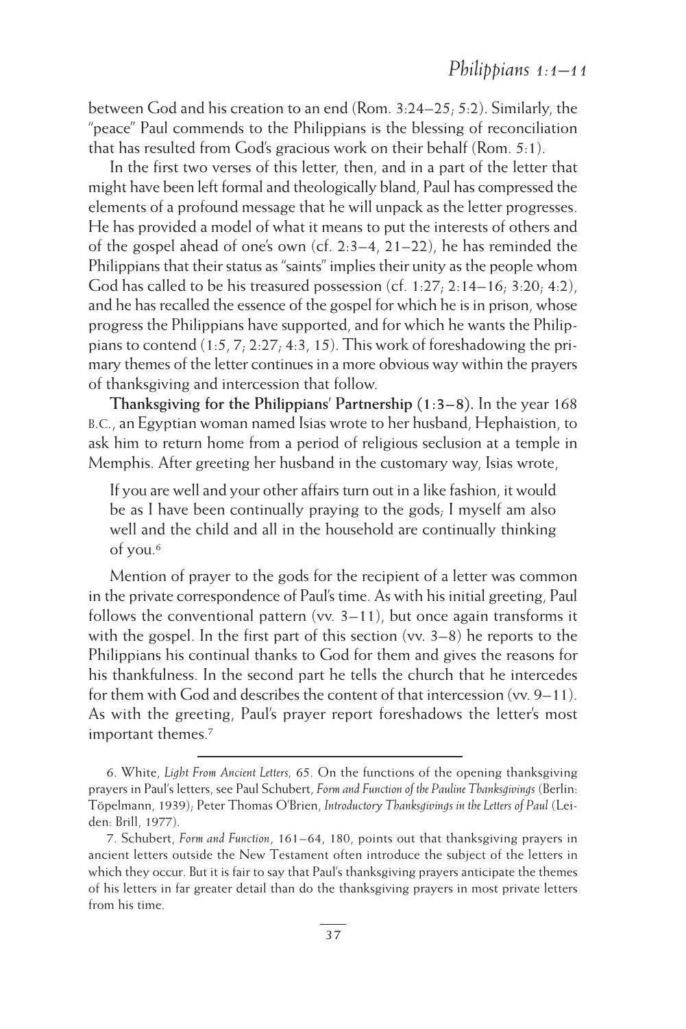between God and his creation to an end (Rom. 3:24–25; 5:2). Similarly, the "peace" Paul commends to the Philippians is the blessing of reconciliation that has resulted from God's gracious work on their behalf (Rom. 5:1).

In the first two verses of this letter, then, and in a part of the letter that might have been left formal and theologically bland, Paul has compressed the elements of a profound message that he will unpack as the letter progresses. He has provided a model of what it means to put the interests of others and of the gospel ahead of one's own (cf. 2:3–4, 21–22), he has reminded the Philippians that their status as "saints" implies their unity as the people whom God has called to be his treasured possession (cf. 1:27; 2:14–16; 3:20; 4:2), and he has recalled the essence of the gospel for which he is in prison, whose progress the Philippians have supported, and for which he wants the Philippians to contend (1:5, 7; 2:27; 4:3, 15). This work of foreshadowing the primary themes of the letter continues in a more obvious way within the prayers of thanksgiving and intercession that follow.

**Thanksgiving for the Philippians' Partnership (1:3–8).** In the year 168 B.C., an Egyptian woman named Isias wrote to her husband, Hephaistion, to ask him to return home from a period of religious seclusion at a temple in Memphis. After greeting her husband in the customary way, Isias wrote,

> If you are well and your other affairs turn out in a like fashion, it would be as I have been continually praying to the gods; I myself am also well and the child and all in the household are continually thinking of you.[6]

Mention of prayer to the gods for the recipient of a letter was common in the private correspondence of Paul's time. As with his initial greeting, Paul follows the conventional pattern (vv. 3–11), but once again transforms it with the gospel. In the first part of this section (vv. 3–8) he reports to the Philippians his continual thanks to God for them and gives the reasons for his thankfulness. In the second part he tells the church that he intercedes for them with God and describes the content of that intercession (vv. 9–11). As with the greeting, Paul's prayer report foreshadows the letter's most important themes.[7]

---

6. White, *Light From Ancient Letters,* 65. On the functions of the opening thanksgiving prayers in Paul's letters, see Paul Schubert, *Form and Function of the Pauline Thanksgivings* (Berlin: Töpelmann, 1939); Peter Thomas O'Brien, *Introductory Thanksgivings in the Letters of Paul* (Leiden: Brill, 1977).

7. Schubert, *Form and Function*, 161–64, 180, points out that thanksgiving prayers in ancient letters outside the New Testament often introduce the subject of the letters in which they occur. But it is fair to say that Paul's thanksgiving prayers anticipate the themes of his letters in far greater detail than do the thanksgiving prayers in most private letters from his time.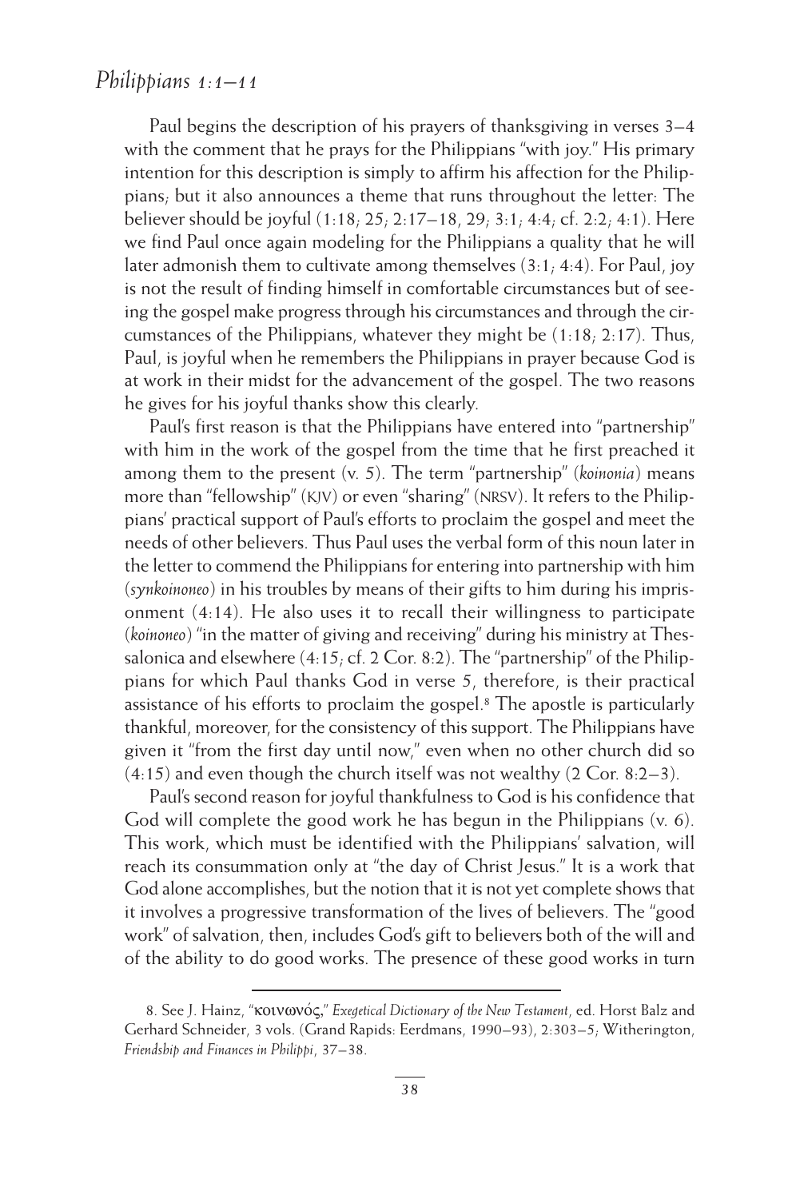Paul begins the description of his prayers of thanksgiving in verses 3–4 with the comment that he prays for the Philippians "with joy." His primary intention for this description is simply to affirm his affection for the Philippians; but it also announces a theme that runs throughout the letter: The believer should be joyful (1:18; 25; 2:17–18, 29; 3:1; 4:4; cf. 2:2; 4:1). Here we find Paul once again modeling for the Philippians a quality that he will later admonish them to cultivate among themselves (3:1; 4:4). For Paul, joy is not the result of finding himself in comfortable circumstances but of seeing the gospel make progress through his circumstances and through the circumstances of the Philippians, whatever they might be (1:18; 2:17). Thus, Paul, is joyful when he remembers the Philippians in prayer because God is at work in their midst for the advancement of the gospel. The two reasons he gives for his joyful thanks show this clearly.

Paul's first reason is that the Philippians have entered into "partnership" with him in the work of the gospel from the time that he first preached it among them to the present (v. 5). The term "partnership" (*koinonia*) means more than "fellowship" (KJV) or even "sharing" (NRSV). It refers to the Philippians' practical support of Paul's efforts to proclaim the gospel and meet the needs of other believers. Thus Paul uses the verbal form of this noun later in the letter to commend the Philippians for entering into partnership with him (*synkoinoneo*) in his troubles by means of their gifts to him during his imprisonment (4:14). He also uses it to recall their willingness to participate (*koinoneo*) "in the matter of giving and receiving" during his ministry at Thessalonica and elsewhere (4:15; cf. 2 Cor. 8:2). The "partnership" of the Philippians for which Paul thanks God in verse 5, therefore, is their practical assistance of his efforts to proclaim the gospel.[8] The apostle is particularly thankful, moreover, for the consistency of this support. The Philippians have given it "from the first day until now," even when no other church did so (4:15) and even though the church itself was not wealthy (2 Cor. 8:2–3).

Paul's second reason for joyful thankfulness to God is his confidence that God will complete the good work he has begun in the Philippians (v. 6). This work, which must be identified with the Philippians' salvation, will reach its consummation only at "the day of Christ Jesus." It is a work that God alone accomplishes, but the notion that it is not yet complete shows that it involves a progressive transformation of the lives of believers. The "good work" of salvation, then, includes God's gift to believers both of the will and of the ability to do good works. The presence of these good works in turn

---

8. See J. Hainz, "κοινωνός," *Exegetical Dictionary of the New Testament*, ed. Horst Balz and Gerhard Schneider, 3 vols. (Grand Rapids: Eerdmans, 1990–93), 2:303–5; Witherington, *Friendship and Finances in Philippi*, 37–38.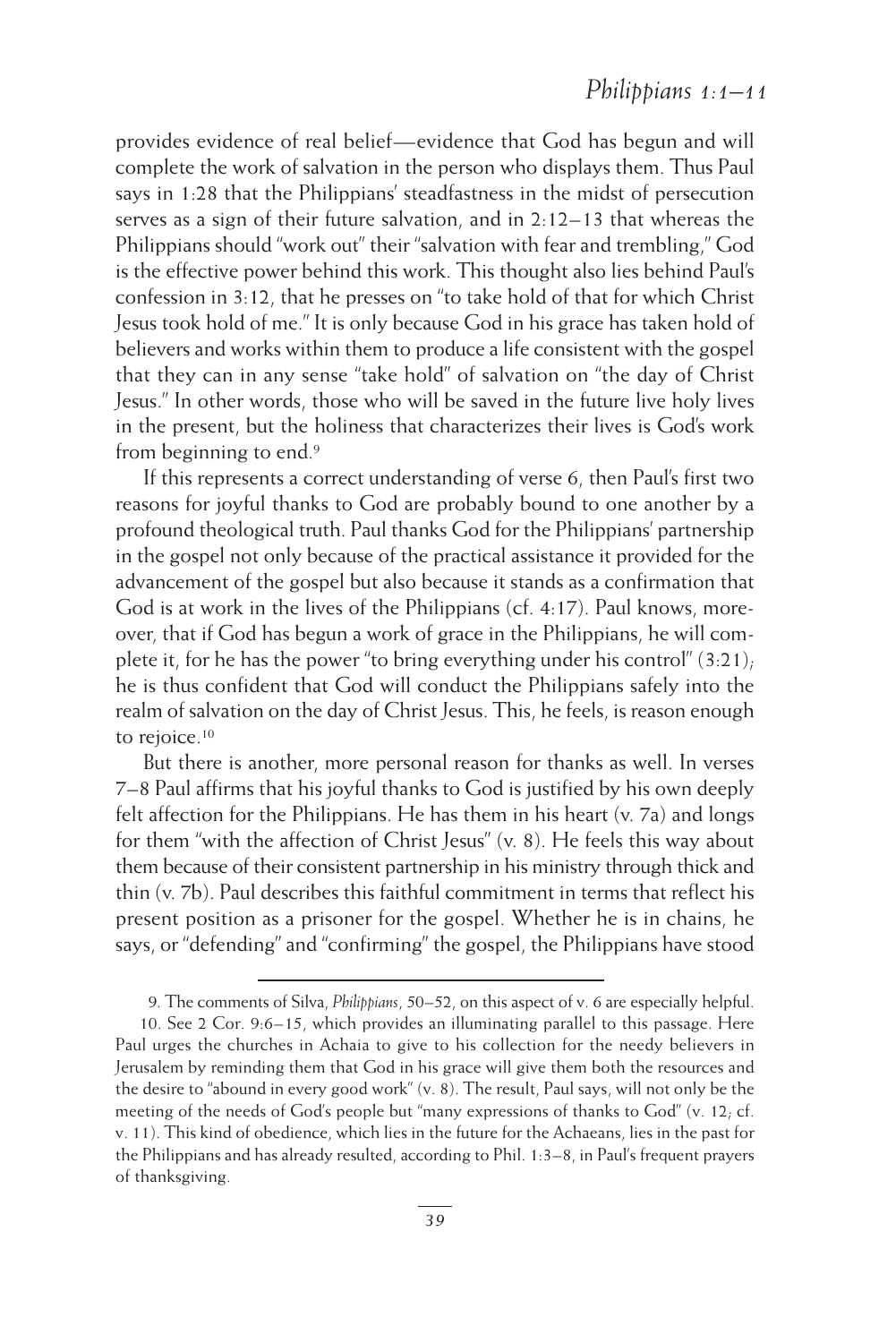provides evidence of real belief—evidence that God has begun and will complete the work of salvation in the person who displays them. Thus Paul says in 1:28 that the Philippians' steadfastness in the midst of persecution serves as a sign of their future salvation, and in 2:12–13 that whereas the Philippians should "work out" their "salvation with fear and trembling," God is the effective power behind this work. This thought also lies behind Paul's confession in 3:12, that he presses on "to take hold of that for which Christ Jesus took hold of me." It is only because God in his grace has taken hold of believers and works within them to produce a life consistent with the gospel that they can in any sense "take hold" of salvation on "the day of Christ Jesus." In other words, those who will be saved in the future live holy lives in the present, but the holiness that characterizes their lives is God's work from beginning to end.[9]

If this represents a correct understanding of verse 6, then Paul's first two reasons for joyful thanks to God are probably bound to one another by a profound theological truth. Paul thanks God for the Philippians' partnership in the gospel not only because of the practical assistance it provided for the advancement of the gospel but also because it stands as a confirmation that God is at work in the lives of the Philippians (cf. 4:17). Paul knows, moreover, that if God has begun a work of grace in the Philippians, he will complete it, for he has the power "to bring everything under his control" (3:21); he is thus confident that God will conduct the Philippians safely into the realm of salvation on the day of Christ Jesus. This, he feels, is reason enough to rejoice.[10]

But there is another, more personal reason for thanks as well. In verses 7–8 Paul affirms that his joyful thanks to God is justified by his own deeply felt affection for the Philippians. He has them in his heart (v. 7a) and longs for them "with the affection of Christ Jesus" (v. 8). He feels this way about them because of their consistent partnership in his ministry through thick and thin (v. 7b). Paul describes this faithful commitment in terms that reflect his present position as a prisoner for the gospel. Whether he is in chains, he says, or "defending" and "confirming" the gospel, the Philippians have stood

---

9. The comments of Silva, *Philippians*, 50–52, on this aspect of v. 6 are especially helpful.

10. See 2 Cor. 9:6–15, which provides an illuminating parallel to this passage. Here Paul urges the churches in Achaia to give to his collection for the needy believers in Jerusalem by reminding them that God in his grace will give them both the resources and the desire to "abound in every good work" (v. 8). The result, Paul says, will not only be the meeting of the needs of God's people but "many expressions of thanks to God" (v. 12; cf. v. 11). This kind of obedience, which lies in the future for the Achaeans, lies in the past for the Philippians and has already resulted, according to Phil. 1:3–8, in Paul's frequent prayers of thanksgiving.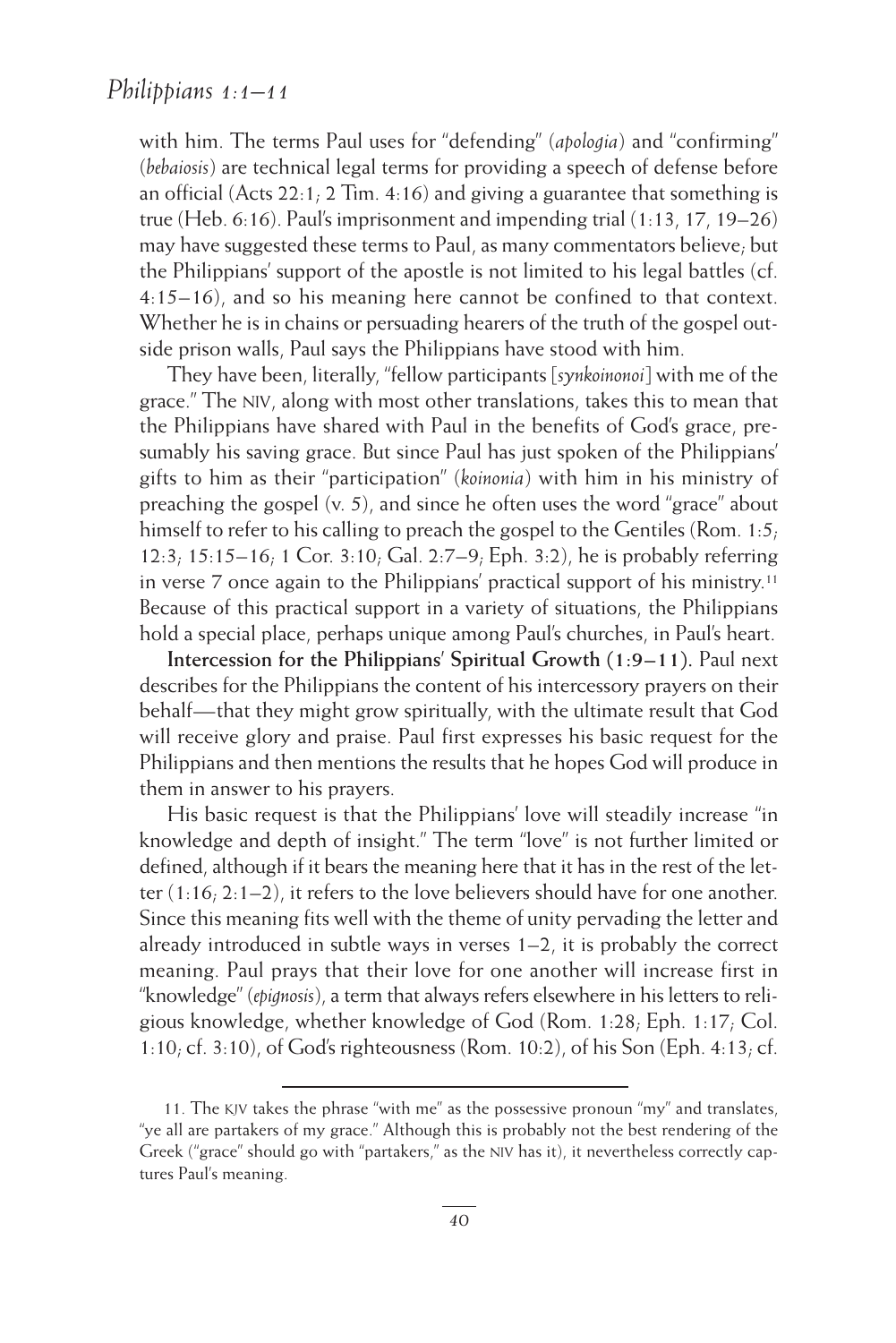with him. The terms Paul uses for "defending" (*apologia*) and "confirming" (*bebaiosis*) are technical legal terms for providing a speech of defense before an official (Acts 22:1; 2 Tim. 4:16) and giving a guarantee that something is true (Heb. 6:16). Paul's imprisonment and impending trial (1:13, 17, 19–26) may have suggested these terms to Paul, as many commentators believe; but the Philippians' support of the apostle is not limited to his legal battles (cf. 4:15–16), and so his meaning here cannot be confined to that context. Whether he is in chains or persuading hearers of the truth of the gospel outside prison walls, Paul says the Philippians have stood with him.

They have been, literally, "fellow participants [*synkoinonoi*] with me of the grace." The NIV, along with most other translations, takes this to mean that the Philippians have shared with Paul in the benefits of God's grace, presumably his saving grace. But since Paul has just spoken of the Philippians' gifts to him as their "participation" (*koinonia*) with him in his ministry of preaching the gospel (v. 5), and since he often uses the word "grace" about himself to refer to his calling to preach the gospel to the Gentiles (Rom. 1:5; 12:3; 15:15–16; 1 Cor. 3:10; Gal. 2:7–9; Eph. 3:2), he is probably referring in verse 7 once again to the Philippians' practical support of his ministry.[11] Because of this practical support in a variety of situations, the Philippians hold a special place, perhaps unique among Paul's churches, in Paul's heart.

**Intercession for the Philippians' Spiritual Growth (1:9–11).** Paul next describes for the Philippians the content of his intercessory prayers on their behalf—that they might grow spiritually, with the ultimate result that God will receive glory and praise. Paul first expresses his basic request for the Philippians and then mentions the results that he hopes God will produce in them in answer to his prayers.

His basic request is that the Philippians' love will steadily increase "in knowledge and depth of insight." The term "love" is not further limited or defined, although if it bears the meaning here that it has in the rest of the letter (1:16; 2:1–2), it refers to the love believers should have for one another. Since this meaning fits well with the theme of unity pervading the letter and already introduced in subtle ways in verses 1–2, it is probably the correct meaning. Paul prays that their love for one another will increase first in "knowledge" (*epignosis*), a term that always refers elsewhere in his letters to religious knowledge, whether knowledge of God (Rom. 1:28; Eph. 1:17; Col. 1:10; cf. 3:10), of God's righteousness (Rom. 10:2), of his Son (Eph. 4:13; cf.

---

11. The KJV takes the phrase "with me" as the possessive pronoun "my" and translates, "ye all are partakers of my grace." Although this is probably not the best rendering of the Greek ("grace" should go with "partakers," as the NIV has it), it nevertheless correctly captures Paul's meaning.